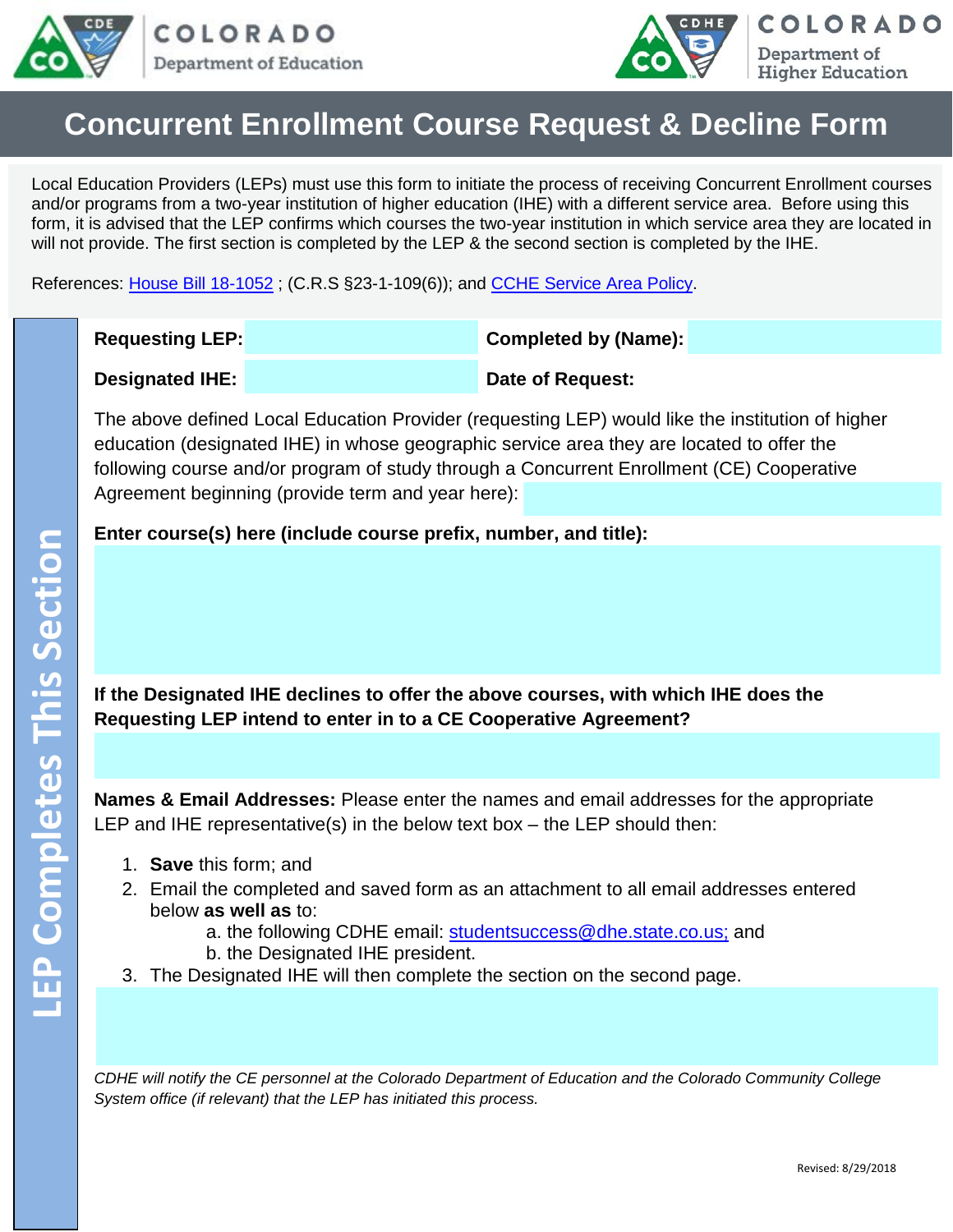COLORADO Department of Education

COLORADO Department of Higher Education

# Concurrent Enrollment Course Request & Decline Form

Local Education Providers (LEPs) must use this form to initiate the process of receiving Concurrent Enrollment courses and/or programs from a two-year institution of higher education (IHE) with a different service area. Before using this form, it is advised that the LEP confirms which courses the two-year institution in which service area they are located in will not provide. The first section is completed by the LEP & the second section is completed by the IHE.

References: House Bill 18-1052 ; (C.R.S §23-1-109(6)); and CCHE Service Area Policy.

## LEP Completes This Section

**Requesting LEP:**

**Completed by (Name):**

**Designated IHE:**

**Date of Request:**

The above defined Local Education Provider (requesting LEP) would like the institution of higher education (designated IHE) in whose geographic service area they are located to offer the following course and/or program of study through a Concurrent Enrollment (CE) Cooperative Agreement beginning (provide term and year here):

**Enter course(s) here (include course prefix, number, and title):**

**If the Designated IHE declines to offer the above courses, with which IHE does the Requesting LEP intend to enter in to a CE Cooperative Agreement?**

**Names & Email Addresses:** Please enter the names and email addresses for the appropriate LEP and IHE representative(s) in the below text box – the LEP should then:

1. **Save** this form; and
2. Email the completed and saved form as an attachment to all email addresses entered below **as well as** to:
   a. the following CDHE email: studentsuccess@dhe.state.co.us; and
   b. the Designated IHE president.
3. The Designated IHE will then complete the section on the second page.

*CDHE will notify the CE personnel at the Colorado Department of Education and the Colorado Community College System office (if relevant) that the LEP has initiated this process.*

Revised: 8/29/2018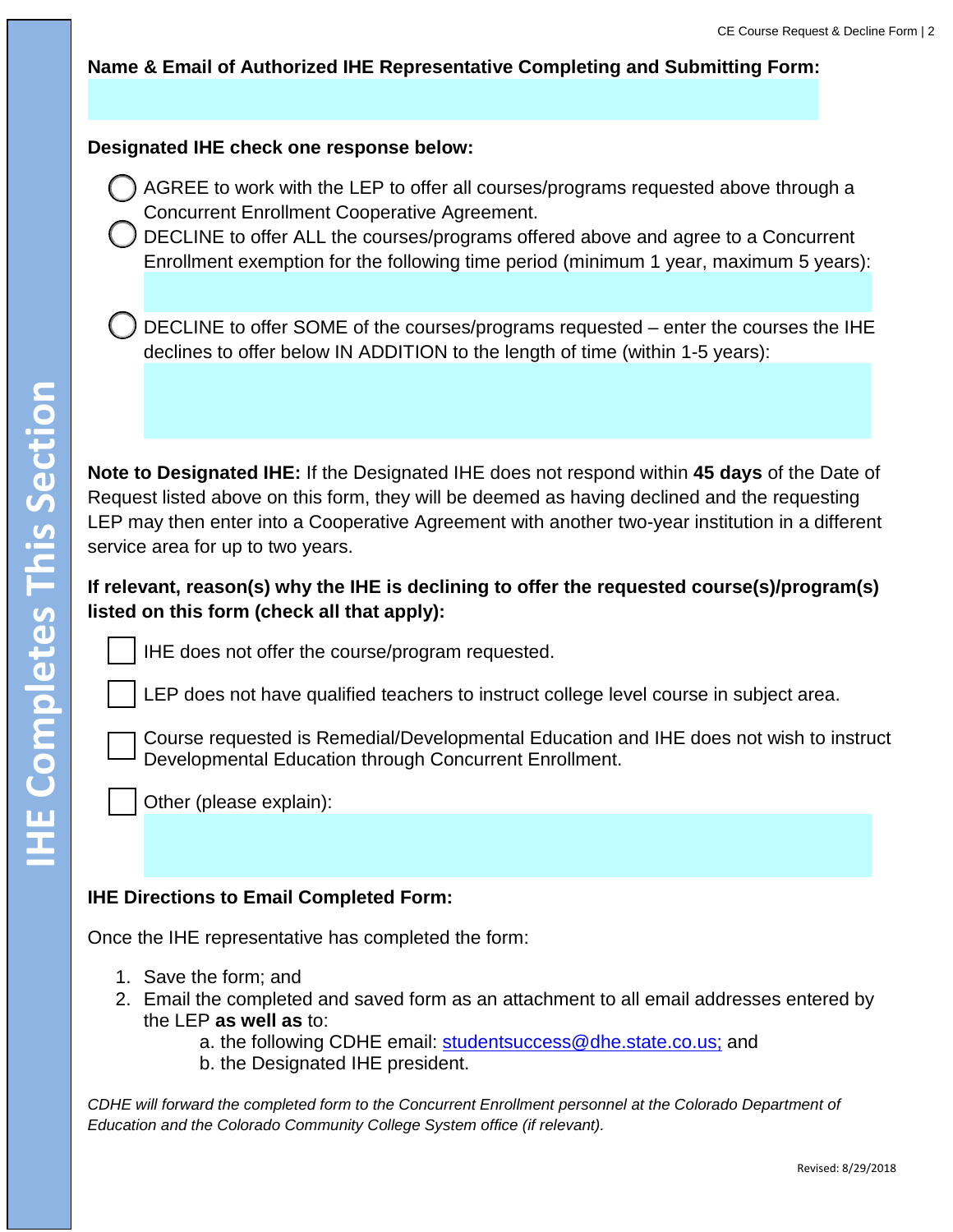IHE Completes This Section

**Name & Email of Authorized IHE Representative Completing and Submitting Form:**

**Designated IHE check one response below:**

- ◯ AGREE to work with the LEP to offer all courses/programs requested above through a Concurrent Enrollment Cooperative Agreement.
- ◯ DECLINE to offer ALL the courses/programs offered above and agree to a Concurrent Enrollment exemption for the following time period (minimum 1 year, maximum 5 years):
- ◯ DECLINE to offer SOME of the courses/programs requested – enter the courses the IHE declines to offer below IN ADDITION to the length of time (within 1-5 years):

**Note to Designated IHE:** If the Designated IHE does not respond within **45 days** of the Date of Request listed above on this form, they will be deemed as having declined and the requesting LEP may then enter into a Cooperative Agreement with another two-year institution in a different service area for up to two years.

**If relevant, reason(s) why the IHE is declining to offer the requested course(s)/program(s) listed on this form (check all that apply):**

- ☐ IHE does not offer the course/program requested.
- ☐ LEP does not have qualified teachers to instruct college level course in subject area.
- ☐ Course requested is Remedial/Developmental Education and IHE does not wish to instruct Developmental Education through Concurrent Enrollment.
- ☐ Other (please explain):

**IHE Directions to Email Completed Form:**

Once the IHE representative has completed the form:

1. Save the form; and
2. Email the completed and saved form as an attachment to all email addresses entered by the LEP **as well as** to:
   a. the following CDHE email: studentsuccess@dhe.state.co.us; and
   b. the Designated IHE president.

*CDHE will forward the completed form to the Concurrent Enrollment personnel at the Colorado Department of Education and the Colorado Community College System office (if relevant).*

Revised: 8/29/2018